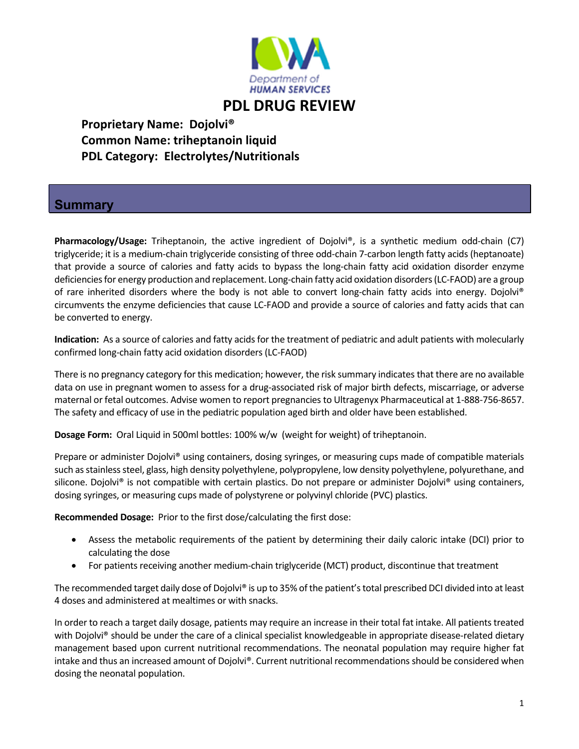Department of HUMAN SERVICES

# PDL DRUG REVIEW

**Proprietary Name: Dojolvi®**
**Common Name: triheptanoin liquid**
**PDL Category: Electrolytes/Nutritionals**

## Summary

**Pharmacology/Usage:** Triheptanoin, the active ingredient of Dojolvi®, is a synthetic medium odd-chain (C7) triglyceride; it is a medium-chain triglyceride consisting of three odd-chain 7-carbon length fatty acids (heptanoate) that provide a source of calories and fatty acids to bypass the long-chain fatty acid oxidation disorder enzyme deficiencies for energy production and replacement. Long-chain fatty acid oxidation disorders (LC-FAOD) are a group of rare inherited disorders where the body is not able to convert long-chain fatty acids into energy. Dojolvi® circumvents the enzyme deficiencies that cause LC-FAOD and provide a source of calories and fatty acids that can be converted to energy.

**Indication:** As a source of calories and fatty acids for the treatment of pediatric and adult patients with molecularly confirmed long-chain fatty acid oxidation disorders (LC-FAOD)

There is no pregnancy category for this medication; however, the risk summary indicates that there are no available data on use in pregnant women to assess for a drug-associated risk of major birth defects, miscarriage, or adverse maternal or fetal outcomes. Advise women to report pregnancies to Ultragenyx Pharmaceutical at 1-888-756-8657. The safety and efficacy of use in the pediatric population aged birth and older have been established.

**Dosage Form:** Oral Liquid in 500ml bottles: 100% w/w (weight for weight) of triheptanoin.

Prepare or administer Dojolvi® using containers, dosing syringes, or measuring cups made of compatible materials such as stainless steel, glass, high density polyethylene, polypropylene, low density polyethylene, polyurethane, and silicone. Dojolvi® is not compatible with certain plastics. Do not prepare or administer Dojolvi® using containers, dosing syringes, or measuring cups made of polystyrene or polyvinyl chloride (PVC) plastics.

**Recommended Dosage:** Prior to the first dose/calculating the first dose:

- Assess the metabolic requirements of the patient by determining their daily caloric intake (DCI) prior to calculating the dose
- For patients receiving another medium-chain triglyceride (MCT) product, discontinue that treatment

The recommended target daily dose of Dojolvi® is up to 35% of the patient's total prescribed DCI divided into at least 4 doses and administered at mealtimes or with snacks.

In order to reach a target daily dosage, patients may require an increase in their total fat intake. All patients treated with Dojolvi® should be under the care of a clinical specialist knowledgeable in appropriate disease-related dietary management based upon current nutritional recommendations. The neonatal population may require higher fat intake and thus an increased amount of Dojolvi®. Current nutritional recommendations should be considered when dosing the neonatal population.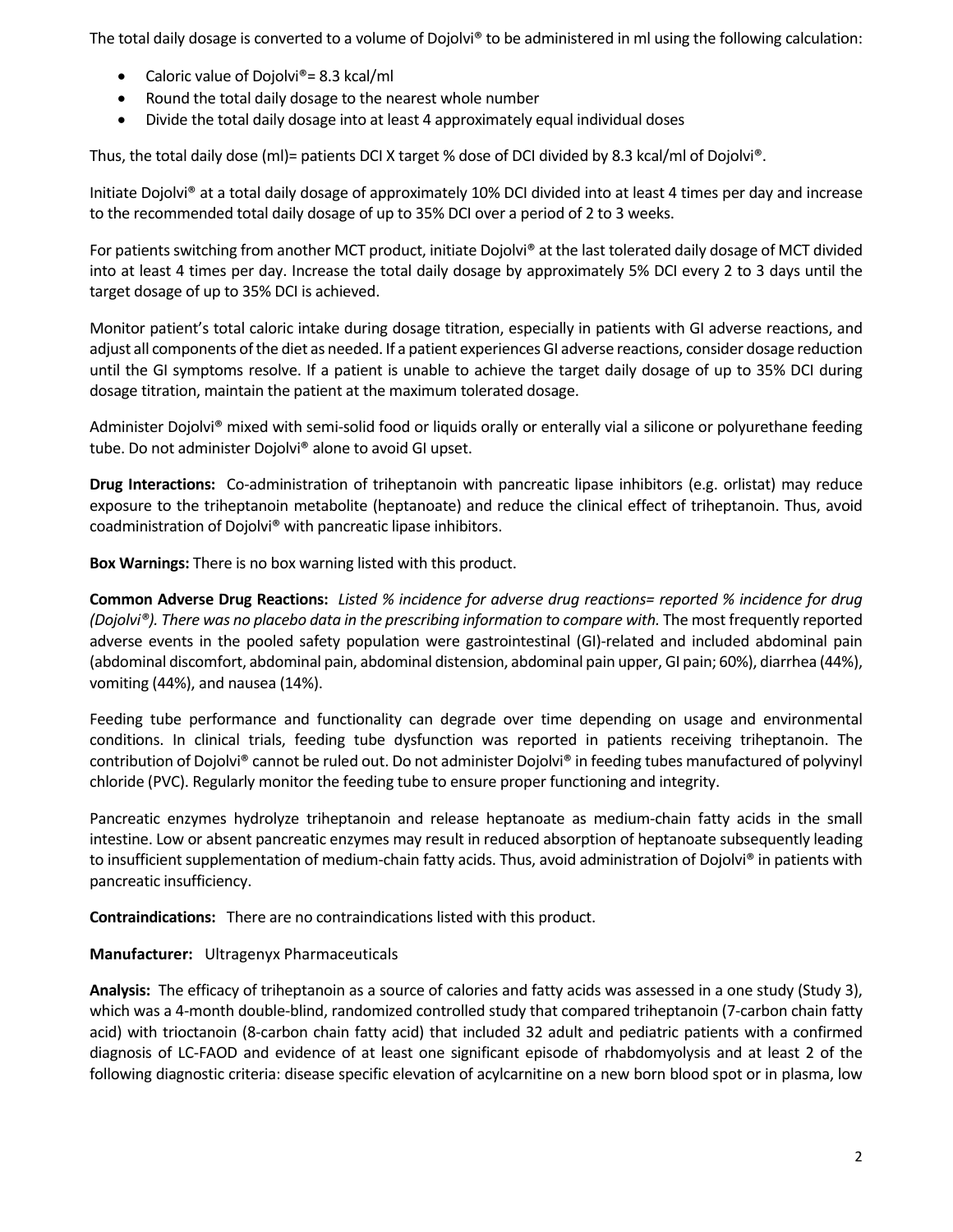The total daily dosage is converted to a volume of Dojolvi® to be administered in ml using the following calculation:

- Caloric value of Dojolvi®= 8.3 kcal/ml
- Round the total daily dosage to the nearest whole number
- Divide the total daily dosage into at least 4 approximately equal individual doses

Thus, the total daily dose (ml)= patients DCI X target % dose of DCI divided by 8.3 kcal/ml of Dojolvi®.

Initiate Dojolvi® at a total daily dosage of approximately 10% DCI divided into at least 4 times per day and increase to the recommended total daily dosage of up to 35% DCI over a period of 2 to 3 weeks.

For patients switching from another MCT product, initiate Dojolvi® at the last tolerated daily dosage of MCT divided into at least 4 times per day. Increase the total daily dosage by approximately 5% DCI every 2 to 3 days until the target dosage of up to 35% DCI is achieved.

Monitor patient's total caloric intake during dosage titration, especially in patients with GI adverse reactions, and adjust all components of the diet as needed. If a patient experiences GI adverse reactions, consider dosage reduction until the GI symptoms resolve. If a patient is unable to achieve the target daily dosage of up to 35% DCI during dosage titration, maintain the patient at the maximum tolerated dosage.

Administer Dojolvi® mixed with semi-solid food or liquids orally or enterally vial a silicone or polyurethane feeding tube. Do not administer Dojolvi® alone to avoid GI upset.

**Drug Interactions:** Co-administration of triheptanoin with pancreatic lipase inhibitors (e.g. orlistat) may reduce exposure to the triheptanoin metabolite (heptanoate) and reduce the clinical effect of triheptanoin. Thus, avoid coadministration of Dojolvi® with pancreatic lipase inhibitors.

**Box Warnings:** There is no box warning listed with this product.

**Common Adverse Drug Reactions:** *Listed % incidence for adverse drug reactions= reported % incidence for drug (Dojolvi®). There was no placebo data in the prescribing information to compare with.* The most frequently reported adverse events in the pooled safety population were gastrointestinal (GI)-related and included abdominal pain (abdominal discomfort, abdominal pain, abdominal distension, abdominal pain upper, GI pain; 60%), diarrhea (44%), vomiting (44%), and nausea (14%).

Feeding tube performance and functionality can degrade over time depending on usage and environmental conditions. In clinical trials, feeding tube dysfunction was reported in patients receiving triheptanoin. The contribution of Dojolvi® cannot be ruled out. Do not administer Dojolvi® in feeding tubes manufactured of polyvinyl chloride (PVC). Regularly monitor the feeding tube to ensure proper functioning and integrity.

Pancreatic enzymes hydrolyze triheptanoin and release heptanoate as medium-chain fatty acids in the small intestine. Low or absent pancreatic enzymes may result in reduced absorption of heptanoate subsequently leading to insufficient supplementation of medium-chain fatty acids. Thus, avoid administration of Dojolvi® in patients with pancreatic insufficiency.

**Contraindications:** There are no contraindications listed with this product.

**Manufacturer:** Ultragenyx Pharmaceuticals

**Analysis:** The efficacy of triheptanoin as a source of calories and fatty acids was assessed in a one study (Study 3), which was a 4-month double-blind, randomized controlled study that compared triheptanoin (7-carbon chain fatty acid) with trioctanoin (8-carbon chain fatty acid) that included 32 adult and pediatric patients with a confirmed diagnosis of LC-FAOD and evidence of at least one significant episode of rhabdomyolysis and at least 2 of the following diagnostic criteria: disease specific elevation of acylcarnitine on a new born blood spot or in plasma, low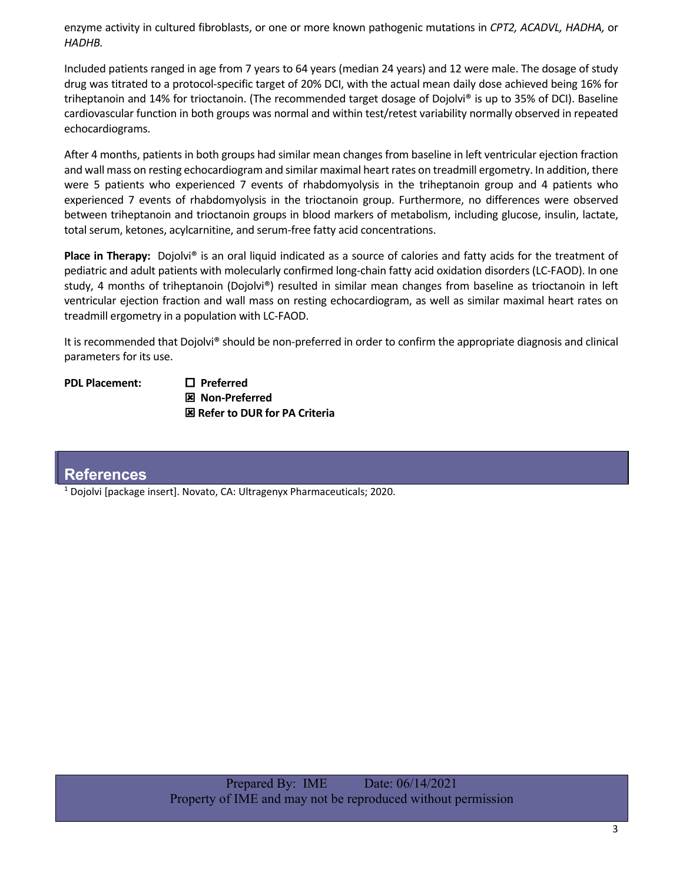enzyme activity in cultured fibroblasts, or one or more known pathogenic mutations in *CPT2, ACADVL, HADHA,* or *HADHB.*

Included patients ranged in age from 7 years to 64 years (median 24 years) and 12 were male. The dosage of study drug was titrated to a protocol-specific target of 20% DCI, with the actual mean daily dose achieved being 16% for triheptanoin and 14% for trioctanoin. (The recommended target dosage of Dojolvi® is up to 35% of DCI). Baseline cardiovascular function in both groups was normal and within test/retest variability normally observed in repeated echocardiograms.

After 4 months, patients in both groups had similar mean changes from baseline in left ventricular ejection fraction and wall mass on resting echocardiogram and similar maximal heart rates on treadmill ergometry. In addition, there were 5 patients who experienced 7 events of rhabdomyolysis in the triheptanoin group and 4 patients who experienced 7 events of rhabdomyolysis in the trioctanoin group. Furthermore, no differences were observed between triheptanoin and trioctanoin groups in blood markers of metabolism, including glucose, insulin, lactate, total serum, ketones, acylcarnitine, and serum-free fatty acid concentrations.

**Place in Therapy:** Dojolvi® is an oral liquid indicated as a source of calories and fatty acids for the treatment of pediatric and adult patients with molecularly confirmed long-chain fatty acid oxidation disorders (LC-FAOD). In one study, 4 months of triheptanoin (Dojolvi®) resulted in similar mean changes from baseline as trioctanoin in left ventricular ejection fraction and wall mass on resting echocardiogram, as well as similar maximal heart rates on treadmill ergometry in a population with LC-FAOD.

It is recommended that Dojolvi® should be non-preferred in order to confirm the appropriate diagnosis and clinical parameters for its use.

**PDL Placement:**
- ☐ **Preferred**
- ☒ **Non-Preferred**
- ☒ **Refer to DUR for PA Criteria**

## References

[1] Dojolvi [package insert]. Novato, CA: Ultragenyx Pharmaceuticals; 2020.

Prepared By: IME Date: 06/14/2021
Property of IME and may not be reproduced without permission